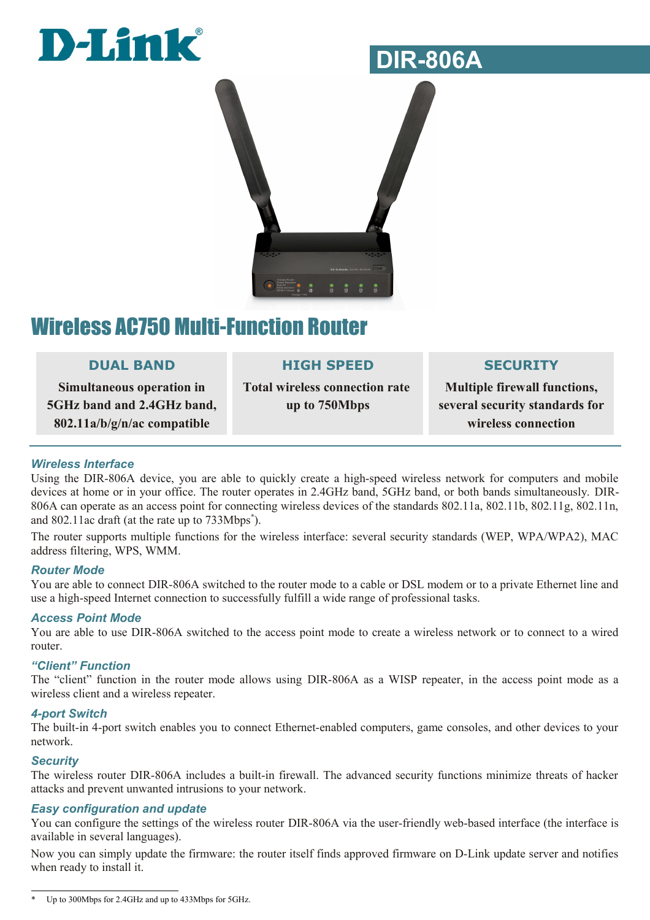D-Link®

# DIR-806A

## Wireless AC750 Multi-Function Router

| DUAL BAND | HIGH SPEED | SECURITY |
| --- | --- | --- |
| Simultaneous operation in 5GHz band and 2.4GHz band, 802.11a/b/g/n/ac compatible | Total wireless connection rate up to 750Mbps | Multiple firewall functions, several security standards for wireless connection |

### *Wireless Interface*

Using the DIR-806A device, you are able to quickly create a high-speed wireless network for computers and mobile devices at home or in your office. The router operates in 2.4GHz band, 5GHz band, or both bands simultaneously. DIR-806A can operate as an access point for connecting wireless devices of the standards 802.11a, 802.11b, 802.11g, 802.11n, and 802.11ac draft (at the rate up to 733Mbps*).

The router supports multiple functions for the wireless interface: several security standards (WEP, WPA/WPA2), MAC address filtering, WPS, WMM.

### *Router Mode*

You are able to connect DIR-806A switched to the router mode to a cable or DSL modem or to a private Ethernet line and use a high-speed Internet connection to successfully fulfill a wide range of professional tasks.

### *Access Point Mode*

You are able to use DIR-806A switched to the access point mode to create a wireless network or to connect to a wired router.

### *“Client” Function*

The “client” function in the router mode allows using DIR-806A as a WISP repeater, in the access point mode as a wireless client and a wireless repeater.

### *4-port Switch*

The built-in 4-port switch enables you to connect Ethernet-enabled computers, game consoles, and other devices to your network.

### *Security*

The wireless router DIR-806A includes a built-in firewall. The advanced security functions minimize threats of hacker attacks and prevent unwanted intrusions to your network.

### *Easy configuration and update*

You can configure the settings of the wireless router DIR-806A via the user-friendly web-based interface (the interface is available in several languages).

Now you can simply update the firmware: the router itself finds approved firmware on D-Link update server and notifies when ready to install it.

---

* Up to 300Mbps for 2.4GHz and up to 433Mbps for 5GHz.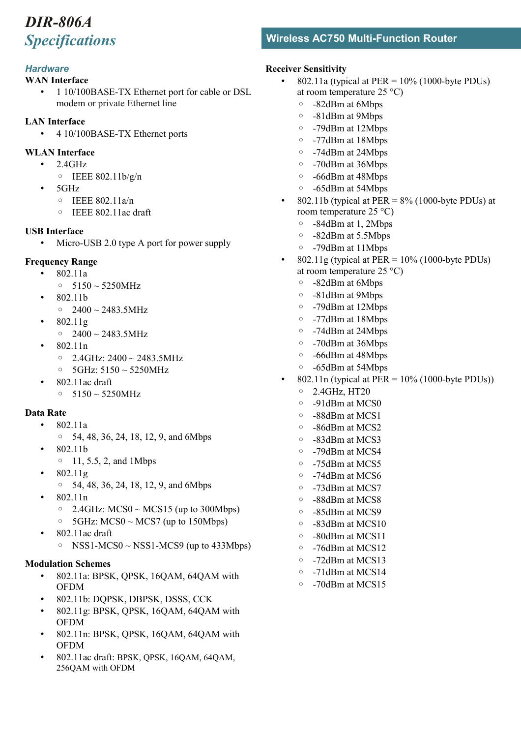# DIR-806A
## *Specifications*

**Wireless AC750 Multi-Function Router**

### *Hardware*

**WAN Interface**

- 1 10/100BASE-TX Ethernet port for cable or DSL modem or private Ethernet line

**LAN Interface**

- 4 10/100BASE-TX Ethernet ports

**WLAN Interface**

- 2.4GHz
  - IEEE 802.11b/g/n
- 5GHz
  - IEEE 802.11a/n
  - IEEE 802.11ac draft

**USB Interface**

- Micro-USB 2.0 type A port for power supply

**Frequency Range**

- 802.11a
  - 5150 ~ 5250MHz
- 802.11b
  - 2400 ~ 2483.5MHz
- 802.11g
  - 2400 ~ 2483.5MHz
- 802.11n
  - 2.4GHz: 2400 ~ 2483.5MHz
  - 5GHz: 5150 ~ 5250MHz
- 802.11ac draft
  - 5150 ~ 5250MHz

**Data Rate**

- 802.11a
  - 54, 48, 36, 24, 18, 12, 9, and 6Mbps
- 802.11b
  - 11, 5.5, 2, and 1Mbps
- 802.11g
  - 54, 48, 36, 24, 18, 12, 9, and 6Mbps
- 802.11n
  - 2.4GHz: MCS0 ~ MCS15 (up to 300Mbps)
  - 5GHz: MCS0 ~ MCS7 (up to 150Mbps)
- 802.11ac draft
  - NSS1-MCS0 ~ NSS1-MCS9 (up to 433Mbps)

**Modulation Schemes**

- 802.11a: BPSK, QPSK, 16QAM, 64QAM with OFDM
- 802.11b: DQPSK, DBPSK, DSSS, CCK
- 802.11g: BPSK, QPSK, 16QAM, 64QAM with OFDM
- 802.11n: BPSK, QPSK, 16QAM, 64QAM with OFDM
- 802.11ac draft: BPSK, QPSK, 16QAM, 64QAM, 256QAM with OFDM

**Receiver Sensitivity**

- 802.11a (typical at PER = 10% (1000-byte PDUs) at room temperature 25 °C)
  - -82dBm at 6Mbps
  - -81dBm at 9Mbps
  - -79dBm at 12Mbps
  - -77dBm at 18Mbps
  - -74dBm at 24Mbps
  - -70dBm at 36Mbps
  - -66dBm at 48Mbps
  - -65dBm at 54Mbps
- 802.11b (typical at PER = 8% (1000-byte PDUs) at room temperature 25 °C)
  - -84dBm at 1, 2Mbps
  - -82dBm at 5.5Mbps
  - -79dBm at 11Mbps
- 802.11g (typical at PER = 10% (1000-byte PDUs) at room temperature 25 °C)
  - -82dBm at 6Mbps
  - -81dBm at 9Mbps
  - -79dBm at 12Mbps
  - -77dBm at 18Mbps
  - -74dBm at 24Mbps
  - -70dBm at 36Mbps
  - -66dBm at 48Mbps
  - -65dBm at 54Mbps
- 802.11n (typical at PER = 10% (1000-byte PDUs))
  - 2.4GHz, HT20
  - -91dBm at MCS0
  - -88dBm at MCS1
  - -86dBm at MCS2
  - -83dBm at MCS3
  - -79dBm at MCS4
  - -75dBm at MCS5
  - -74dBm at MCS6
  - -73dBm at MCS7
  - -88dBm at MCS8
  - -85dBm at MCS9
  - -83dBm at MCS10
  - -80dBm at MCS11
  - -76dBm at MCS12
  - -72dBm at MCS13
  - -71dBm at MCS14
  - -70dBm at MCS15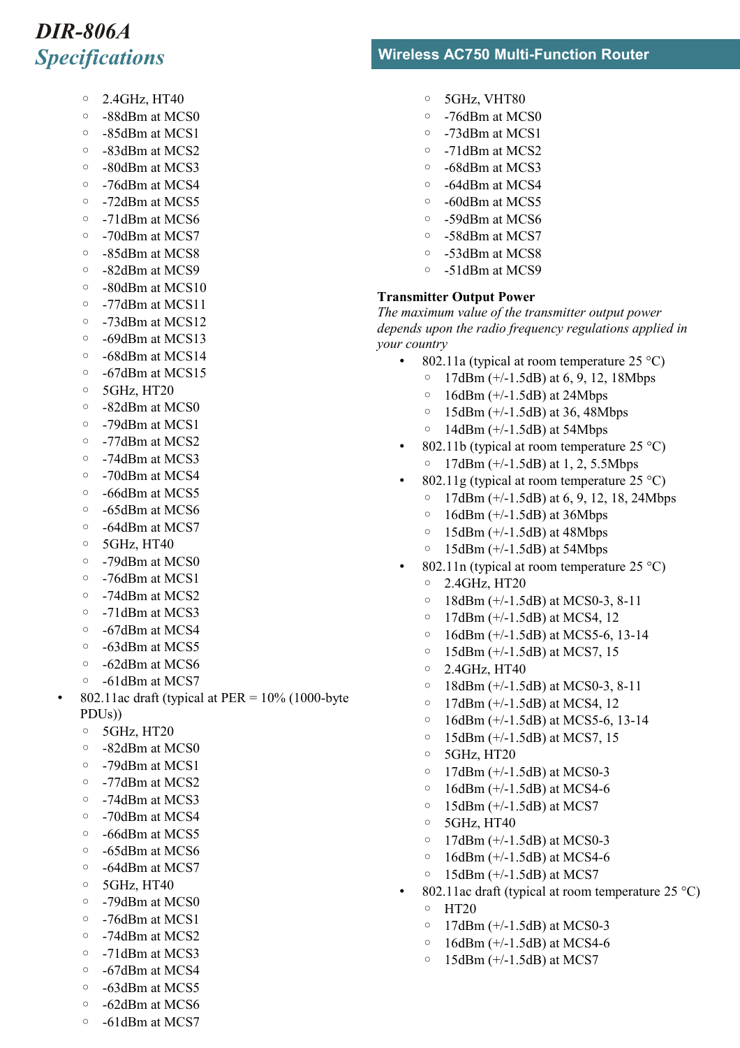- 2.4GHz, HT40
    - -88dBm at MCS0
    - -85dBm at MCS1
    - -83dBm at MCS2
    - -80dBm at MCS3
    - -76dBm at MCS4
    - -72dBm at MCS5
    - -71dBm at MCS6
    - -70dBm at MCS7
    - -85dBm at MCS8
    - -82dBm at MCS9
    - -80dBm at MCS10
    - -77dBm at MCS11
    - -73dBm at MCS12
    - -69dBm at MCS13
    - -68dBm at MCS14
    - -67dBm at MCS15
    - 5GHz, HT20
    - -82dBm at MCS0
    - -79dBm at MCS1
    - -77dBm at MCS2
    - -74dBm at MCS3
    - -70dBm at MCS4
    - -66dBm at MCS5
    - -65dBm at MCS6
    - -64dBm at MCS7
    - 5GHz, HT40
    - -79dBm at MCS0
    - -76dBm at MCS1
    - -74dBm at MCS2
    - -71dBm at MCS3
    - -67dBm at MCS4
    - -63dBm at MCS5
    - -62dBm at MCS6
    - -61dBm at MCS7
- 802.11ac draft (typical at PER = 10% (1000-byte PDUs))
    - 5GHz, HT20
    - -82dBm at MCS0
    - -79dBm at MCS1
    - -77dBm at MCS2
    - -74dBm at MCS3
    - -70dBm at MCS4
    - -66dBm at MCS5
    - -65dBm at MCS6
    - -64dBm at MCS7
    - 5GHz, HT40
    - -79dBm at MCS0
    - -76dBm at MCS1
    - -74dBm at MCS2
    - -71dBm at MCS3
    - -67dBm at MCS4
    - -63dBm at MCS5
    - -62dBm at MCS6
    - -61dBm at MCS7
    - 5GHz, VHT80
    - -76dBm at MCS0
    - -73dBm at MCS1
    - -71dBm at MCS2
    - -68dBm at MCS3
    - -64dBm at MCS4
    - -60dBm at MCS5
    - -59dBm at MCS6
    - -58dBm at MCS7
    - -53dBm at MCS8
    - -51dBm at MCS9

**Transmitter Output Power**

*The maximum value of the transmitter output power depends upon the radio frequency regulations applied in your country*

- 802.11a (typical at room temperature 25 °C)
    - 17dBm (+/-1.5dB) at 6, 9, 12, 18Mbps
    - 16dBm (+/-1.5dB) at 24Mbps
    - 15dBm (+/-1.5dB) at 36, 48Mbps
    - 14dBm (+/-1.5dB) at 54Mbps
- 802.11b (typical at room temperature 25 °C)
    - 17dBm (+/-1.5dB) at 1, 2, 5.5Mbps
- 802.11g (typical at room temperature 25 °C)
    - 17dBm (+/-1.5dB) at 6, 9, 12, 18, 24Mbps
    - 16dBm (+/-1.5dB) at 36Mbps
    - 15dBm (+/-1.5dB) at 48Mbps
    - 15dBm (+/-1.5dB) at 54Mbps
- 802.11n (typical at room temperature 25 °C)
    - 2.4GHz, HT20
    - 18dBm (+/-1.5dB) at MCS0-3, 8-11
    - 17dBm (+/-1.5dB) at MCS4, 12
    - 16dBm (+/-1.5dB) at MCS5-6, 13-14
    - 15dBm (+/-1.5dB) at MCS7, 15
    - 2.4GHz, HT40
    - 18dBm (+/-1.5dB) at MCS0-3, 8-11
    - 17dBm (+/-1.5dB) at MCS4, 12
    - 16dBm (+/-1.5dB) at MCS5-6, 13-14
    - 15dBm (+/-1.5dB) at MCS7, 15
    - 5GHz, HT20
    - 17dBm (+/-1.5dB) at MCS0-3
    - 16dBm (+/-1.5dB) at MCS4-6
    - 15dBm (+/-1.5dB) at MCS7
    - 5GHz, HT40
    - 17dBm (+/-1.5dB) at MCS0-3
    - 16dBm (+/-1.5dB) at MCS4-6
    - 15dBm (+/-1.5dB) at MCS7
- 802.11ac draft (typical at room temperature 25 °C)
    - HT20
    - 17dBm (+/-1.5dB) at MCS0-3
    - 16dBm (+/-1.5dB) at MCS4-6
    - 15dBm (+/-1.5dB) at MCS7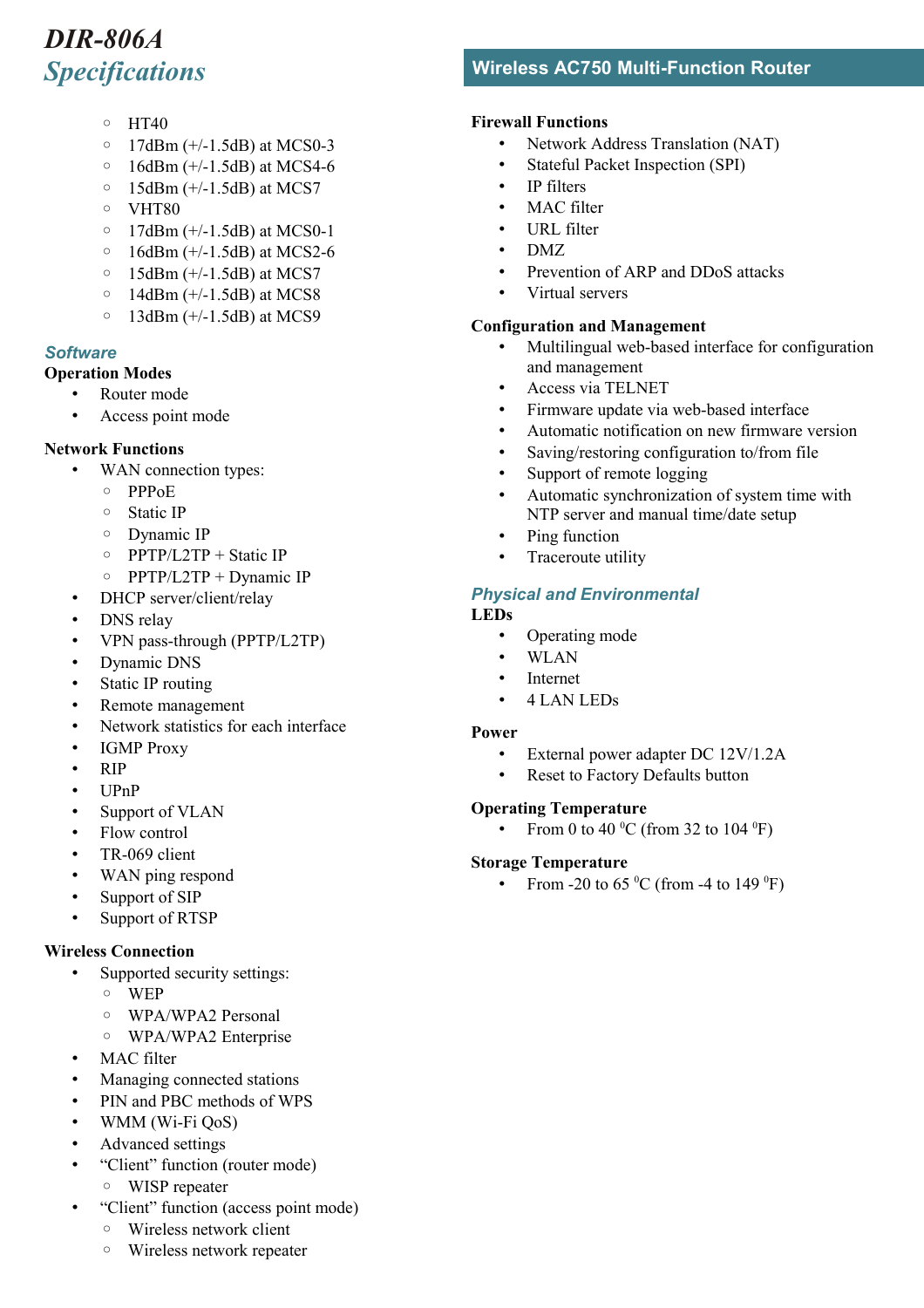- HT40
- 17dBm (+/-1.5dB) at MCS0-3
- 16dBm (+/-1.5dB) at MCS4-6
- 15dBm (+/-1.5dB) at MCS7
- VHT80
- 17dBm (+/-1.5dB) at MCS0-1
- 16dBm (+/-1.5dB) at MCS2-6
- 15dBm (+/-1.5dB) at MCS7
- 14dBm (+/-1.5dB) at MCS8
- 13dBm (+/-1.5dB) at MCS9

## Software

**Operation Modes**

- Router mode
- Access point mode

**Network Functions**

- WAN connection types:
  - PPPoE
  - Static IP
  - Dynamic IP
  - PPTP/L2TP + Static IP
  - PPTP/L2TP + Dynamic IP
- DHCP server/client/relay
- DNS relay
- VPN pass-through (PPTP/L2TP)
- Dynamic DNS
- Static IP routing
- Remote management
- Network statistics for each interface
- IGMP Proxy
- RIP
- UPnP
- Support of VLAN
- Flow control
- TR-069 client
- WAN ping respond
- Support of SIP
- Support of RTSP

**Wireless Connection**

- Supported security settings:
  - WEP
  - WPA/WPA2 Personal
  - WPA/WPA2 Enterprise
- MAC filter
- Managing connected stations
- PIN and PBC methods of WPS
- WMM (Wi-Fi QoS)
- Advanced settings
- “Client” function (router mode)
  - WISP repeater
- “Client” function (access point mode)
  - Wireless network client
  - Wireless network repeater

**Firewall Functions**

- Network Address Translation (NAT)
- Stateful Packet Inspection (SPI)
- IP filters
- MAC filter
- URL filter
- DMZ
- Prevention of ARP and DDoS attacks
- Virtual servers

**Configuration and Management**

- Multilingual web-based interface for configuration and management
- Access via TELNET
- Firmware update via web-based interface
- Automatic notification on new firmware version
- Saving/restoring configuration to/from file
- Support of remote logging
- Automatic synchronization of system time with NTP server and manual time/date setup
- Ping function
- Traceroute utility

## Physical and Environmental

**LEDs**

- Operating mode
- WLAN
- Internet
- 4 LAN LEDs

**Power**

- External power adapter DC 12V/1.2A
- Reset to Factory Defaults button

**Operating Temperature**

- From 0 to 40 $^{0}$C (from 32 to 104 $^{0}$F)

**Storage Temperature**

- From -20 to 65 $^{0}$C (from -4 to 149 $^{0}$F)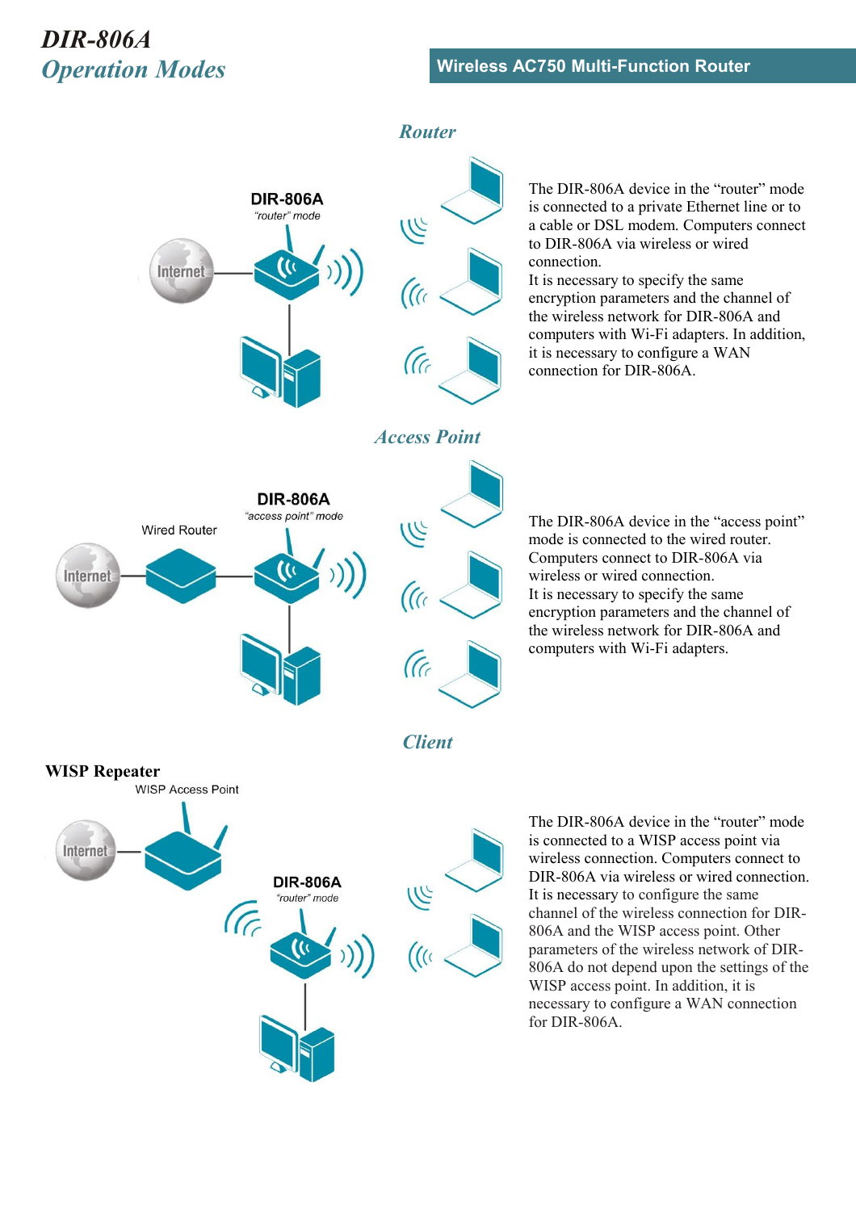# *DIR-806A*

## *Operation Modes*

**Wireless AC750 Multi-Function Router**

### *Router*

DIR-806A
"router" mode

Internet

The DIR-806A device in the "router" mode is connected to a private Ethernet line or to a cable or DSL modem. Computers connect to DIR-806A via wireless or wired connection.
It is necessary to specify the same encryption parameters and the channel of the wireless network for DIR-806A and computers with Wi-Fi adapters. In addition, it is necessary to configure a WAN connection for DIR-806A.

### *Access Point*

DIR-806A
"access point" mode

Wired Router

Internet

The DIR-806A device in the "access point" mode is connected to the wired router. Computers connect to DIR-806A via wireless or wired connection.
It is necessary to specify the same encryption parameters and the channel of the wireless network for DIR-806A and computers with Wi-Fi adapters.

### *Client*

**WISP Repeater**

WISP Access Point

Internet

DIR-806A
"router" mode

The DIR-806A device in the "router" mode is connected to a WISP access point via wireless connection. Computers connect to DIR-806A via wireless or wired connection.
It is necessary to configure the same channel of the wireless connection for DIR-806A and the WISP access point. Other parameters of the wireless network of DIR-806A do not depend upon the settings of the WISP access point. In addition, it is necessary to configure a WAN connection for DIR-806A.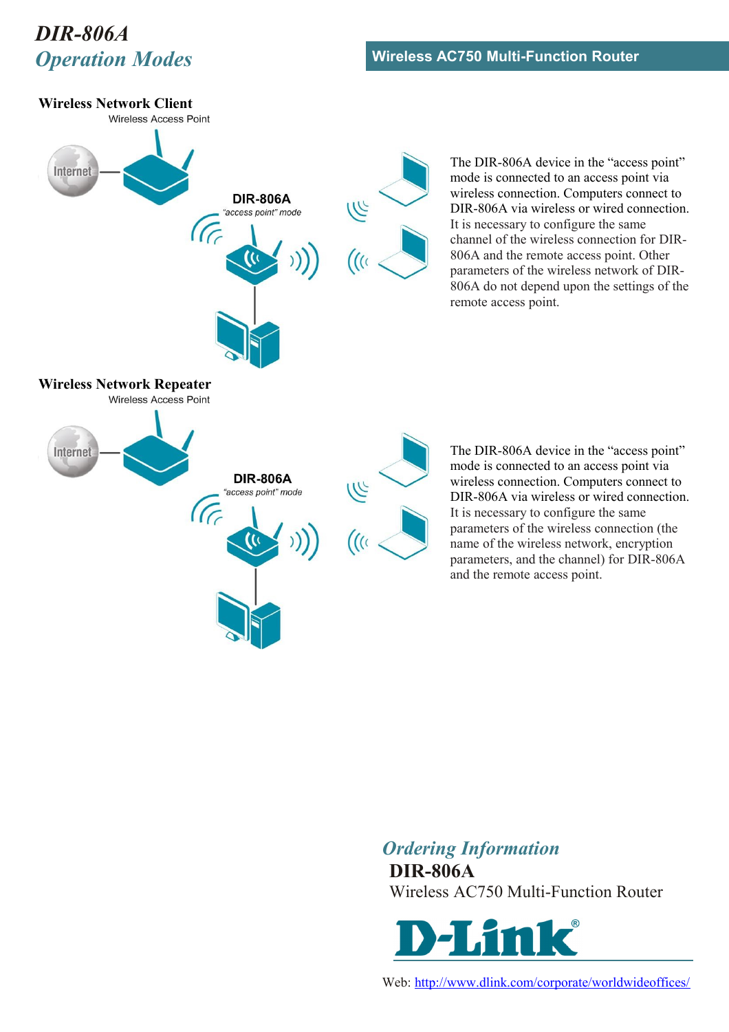# DIR-806A

## *Operation Modes*

**Wireless AC750 Multi-Function Router**

### Wireless Network Client

Wireless Access Point

Internet

DIR-806A

"access point" mode

The DIR-806A device in the "access point" mode is connected to an access point via wireless connection. Computers connect to DIR-806A via wireless or wired connection. It is necessary to configure the same channel of the wireless connection for DIR-806A and the remote access point. Other parameters of the wireless network of DIR-806A do not depend upon the settings of the remote access point.

### Wireless Network Repeater

Wireless Access Point

Internet

DIR-806A

"access point" mode

The DIR-806A device in the "access point" mode is connected to an access point via wireless connection. Computers connect to DIR-806A via wireless or wired connection. It is necessary to configure the same parameters of the wireless connection (the name of the wireless network, encryption parameters, and the channel) for DIR-806A and the remote access point.

## *Ordering Information*

**DIR-806A**

Wireless AC750 Multi-Function Router

D-Link®

Web: http://www.dlink.com/corporate/worldwideoffices/